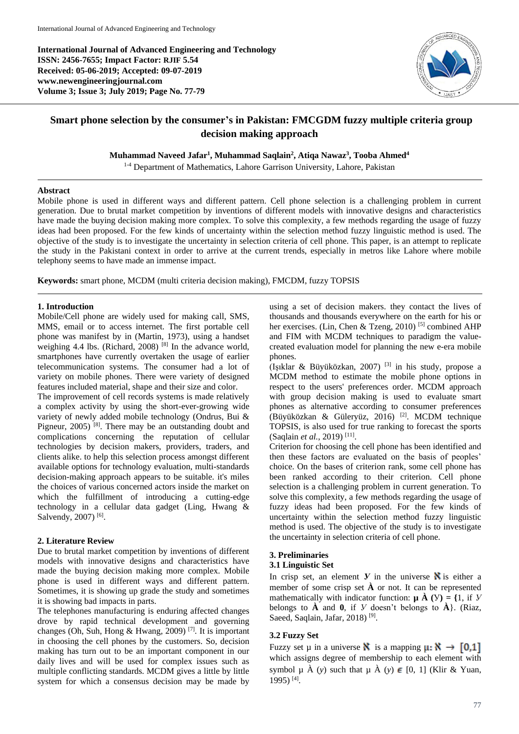**International Journal of Advanced Engineering and Technology**
**ISSN: 2456-7655; Impact Factor: RJIF 5.54**
**Received: 05-06-2019; Accepted: 09-07-2019**
**www.newengineeringjournal.com**
**Volume 3; Issue 3; July 2019; Page No. 77-79**

# Smart phone selection by the consumer's in Pakistan: FMCGDM fuzzy multiple criteria group decision making approach

**Muhammad Naveed Jafar[1], Muhammad Saqlain[2], Atiqa Nawaz[3], Tooba Ahmed[4]**

[1-4] Department of Mathematics, Lahore Garrison University, Lahore, Pakistan

## Abstract

Mobile phone is used in different ways and different pattern. Cell phone selection is a challenging problem in current generation. Due to brutal market competition by inventions of different models with innovative designs and characteristics have made the buying decision making more complex. To solve this complexity, a few methods regarding the usage of fuzzy ideas had been proposed. For the few kinds of uncertainty within the selection method fuzzy linguistic method is used. The objective of the study is to investigate the uncertainty in selection criteria of cell phone. This paper, is an attempt to replicate the study in the Pakistani context in order to arrive at the current trends, especially in metros like Lahore where mobile telephony seems to have made an immense impact.

**Keywords:** smart phone, MCDM (multi criteria decision making), FMCDM, fuzzy TOPSIS

## 1. Introduction

Mobile/Cell phone are widely used for making call, SMS, MMS, email or to access internet. The first portable cell phone was manifest by in (Martin, 1973), using a handset weighing 4.4 lbs. (Richard, 2008) [8] In the advance world, smartphones have currently overtaken the usage of earlier telecommunication systems. The consumer had a lot of variety on mobile phones. There were variety of designed features included material, shape and their size and color.

The improvement of cell records systems is made relatively a complex activity by using the short-ever-growing wide variety of newly added mobile technology (Ondrus, Bui & Pigneur, 2005) [8]. There may be an outstanding doubt and complications concerning the reputation of cellular technologies by decision makers, providers, traders, and clients alike. to help this selection process amongst different available options for technology evaluation, multi-standards decision-making approach appears to be suitable. it's miles the choices of various concerned actors inside the market on which the fulfillment of introducing a cutting-edge technology in a cellular data gadget (Ling, Hwang & Salvendy, 2007) [6].

## 2. Literature Review

Due to brutal market competition by inventions of different models with innovative designs and characteristics have made the buying decision making more complex. Mobile phone is used in different ways and different pattern. Sometimes, it is showing up grade the study and sometimes it is showing bad impacts in parts.

The telephones manufacturing is enduring affected changes drove by rapid technical development and governing changes (Oh, Suh, Hong & Hwang, 2009) [7]. It is important in choosing the cell phones by the customers. So, decision making has turn out to be an important component in our daily lives and will be used for complex issues such as multiple conflicting standards. MCDM gives a little by little system for which a consensus decision may be made by using a set of decision makers. they contact the lives of thousands and thousands everywhere on the earth for his or her exercises. (Lin, Chen & Tzeng, 2010) [5] combined AHP and FIM with MCDM techniques to paradigm the value-created evaluation model for planning the new e-era mobile phones.

(Işıklar & Büyüközkan, 2007) [3] in his study, propose a MCDM method to estimate the mobile phone options in respect to the users' preferences order. MCDM approach with group decision making is used to evaluate smart phones as alternative according to consumer preferences (Büyüközkan & Güleryüz, 2016) [2]. MCDM technique TOPSIS, is also used for true ranking to forecast the sports (Saqlain *et al.*, 2019) [11].

Criterion for choosing the cell phone has been identified and then these factors are evaluated on the basis of peoples' choice. On the bases of criterion rank, some cell phone has been ranked according to their criterion. Cell phone selection is a challenging problem in current generation. To solve this complexity, a few methods regarding the usage of fuzzy ideas had been proposed. For the few kinds of uncertainty within the selection method fuzzy linguistic method is used. The objective of the study is to investigate the uncertainty in selection criteria of cell phone.

## 3. Preliminaries

### 3.1 Linguistic Set

In crisp set, an element $y$ in the universe $\aleph$ is either a member of some crisp set **À** or not. It can be represented mathematically with indicator function: **μ À (**$Y$**) = {**1, if $Y$ belongs to **À** and **0**, if $Y$ doesn't belongs to **À**}. (Riaz, Saeed, Saqlain, Jafar, 2018) [9].

### 3.2 Fuzzy Set

Fuzzy set μ in a universe $\aleph$ is a mapping $\mu: \aleph \rightarrow [0,1]$ which assigns degree of membership to each element with symbol μ À ($y$) such that μ À ($y$) $\in$ [0, 1] (Klir & Yuan, 1995) [4].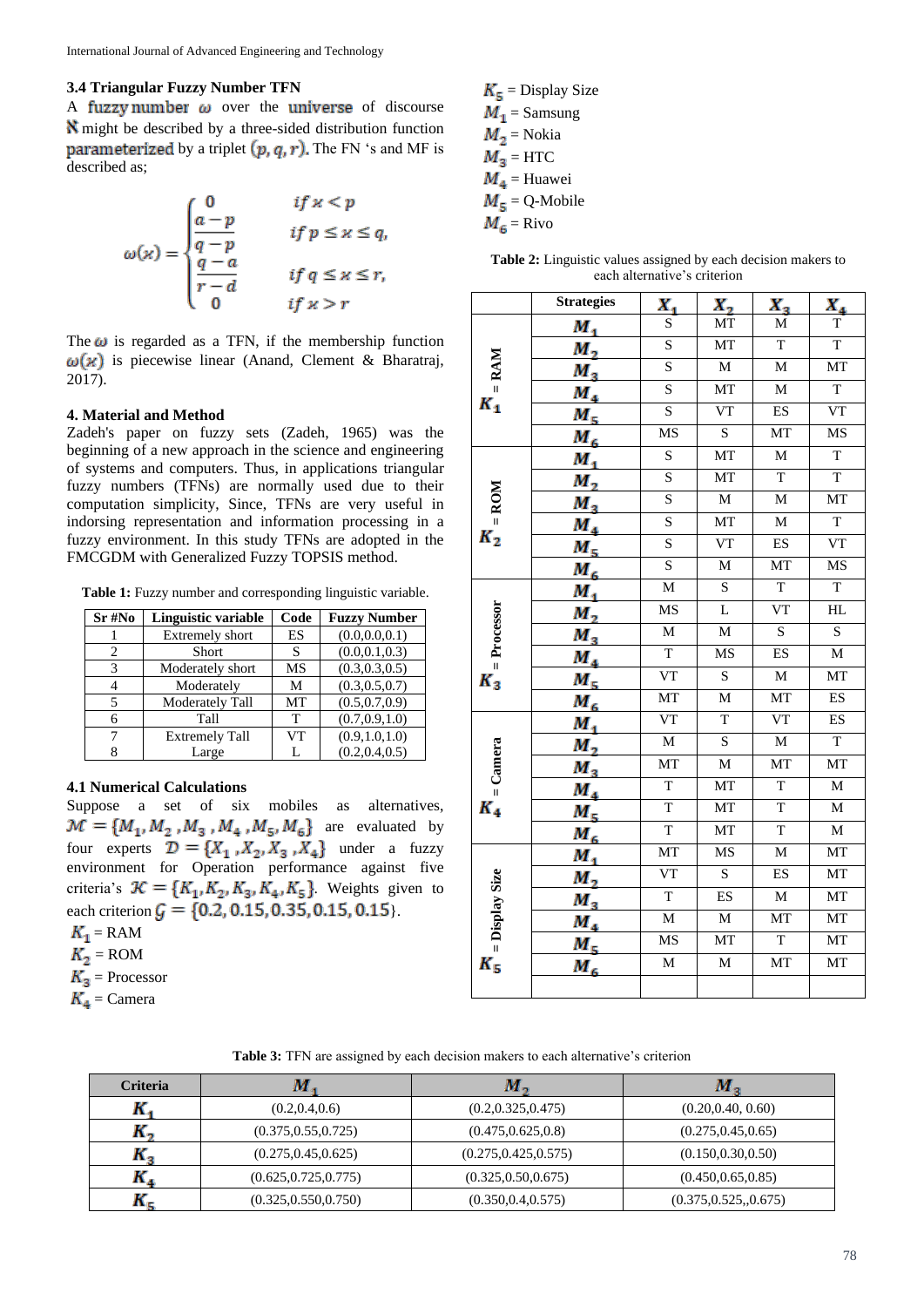### 3.4 Triangular Fuzzy Number TFN

A fuzzy number $\omega$ over the universe of discourse $\aleph$ might be described by a three-sided distribution function parameterized by a triplet $(p, q, r)$. The FN 's and MF is described as;

$$\omega(\varkappa) = \begin{cases} 0 & if\ \varkappa < p \\ \dfrac{a-p}{q-p} & if\ p \leq \varkappa \leq q, \\ \dfrac{q-a}{r-d} & if\ q \leq \varkappa \leq r, \\ 0 & if\ \varkappa > r \end{cases}$$

The $\omega$ is regarded as a TFN, if the membership function $\omega(\varkappa)$ is piecewise linear (Anand, Clement & Bharatraj, 2017).

## 4. Material and Method

Zadeh's paper on fuzzy sets (Zadeh, 1965) was the beginning of a new approach in the science and engineering of systems and computers. Thus, in applications triangular fuzzy numbers (TFNs) are normally used due to their computation simplicity, Since, TFNs are very useful in indorsing representation and information processing in a fuzzy environment. In this study TFNs are adopted in the FMCGDM with Generalized Fuzzy TOPSIS method.

**Table 1:** Fuzzy number and corresponding linguistic variable.

| Sr #No | Linguistic variable | Code | Fuzzy Number |
|---|---|---|---|
| 1 | Extremely short | ES | (0.0,0.0,0.1) |
| 2 | Short | S | (0.0,0.1,0.3) |
| 3 | Moderately short | MS | (0.3,0.3,0.5) |
| 4 | Moderately | M | (0.3,0.5,0.7) |
| 5 | Moderately Tall | MT | (0.5,0.7,0.9) |
| 6 | Tall | T | (0.7,0.9,1.0) |
| 7 | Extremely Tall | VT | (0.9,1.0,1.0) |
| 8 | Large | L | (0.2,0.4,0.5) |

### 4.1 Numerical Calculations

Suppose a set of six mobiles as alternatives, $\mathcal{M} = \{M_1, M_2, M_3, M_4, M_5, M_6\}$ are evaluated by four experts $\mathcal{D} = \{X_1, X_2, X_3, X_4\}$ under a fuzzy environment for Operation performance against five criteria's $\mathcal{K} = \{K_1, K_2, K_3, K_4, K_5\}$. Weights given to each criterion $\mathcal{G} = \{0.2, 0.15, 0.35, 0.15, 0.15\}$.

$K_1$ = RAM
$K_2$ = ROM
$K_3$ = Processor
$K_4$ = Camera
$K_5$ = Display Size
$M_1$ = Samsung
$M_2$ = Nokia
$M_3$ = HTC
$M_4$ = Huawei
$M_5$ = Q-Mobile
$M_6$ = Rivo

**Table 2:** Linguistic values assigned by each decision makers to each alternative's criterion

| | Strategies | $X_1$ | $X_2$ | $X_3$ | $X_4$ |
|---|---|---|---|---|---|
| $K_1$ = RAM | $M_1$ | S | MT | M | T |
| | $M_2$ | S | MT | T | T |
| | $M_3$ | S | M | M | MT |
| | $M_4$ | S | MT | M | T |
| | $M_5$ | S | VT | ES | VT |
| | $M_6$ | MS | S | MT | MS |
| $K_2$ = ROM | $M_1$ | S | MT | M | T |
| | $M_2$ | S | MT | T | T |
| | $M_3$ | S | M | M | MT |
| | $M_4$ | S | MT | M | T |
| | $M_5$ | S | VT | ES | VT |
| | $M_6$ | S | M | MT | MS |
| $K_3$ = Processor | $M_1$ | M | S | T | T |
| | $M_2$ | MS | L | VT | HL |
| | $M_3$ | M | M | S | S |
| | $M_4$ | T | MS | ES | M |
| | $M_5$ | VT | S | M | MT |
| | $M_6$ | MT | M | MT | ES |
| $K_4$ = Camera | $M_1$ | VT | T | VT | ES |
| | $M_2$ | M | S | M | T |
| | $M_3$ | MT | M | MT | MT |
| | $M_4$ | T | MT | T | M |
| | $M_5$ | T | MT | T | M |
| | $M_6$ | T | MT | T | M |
| $K_5$ = Display Size | $M_1$ | MT | MS | M | MT |
| | $M_2$ | VT | S | ES | MT |
| | $M_3$ | T | ES | M | MT |
| | $M_4$ | M | M | MT | MT |
| | $M_5$ | MS | MT | T | MT |
| | $M_6$ | M | M | MT | MT |

**Table 3:** TFN are assigned by each decision makers to each alternative's criterion

| Criteria | $M_1$ | $M_2$ | $M_3$ |
|---|---|---|---|
| $K_1$ | (0.2,0.4,0.6) | (0.2,0.325,0.475) | (0.20,0.40, 0.60) |
| $K_2$ | (0.375,0.55,0.725) | (0.475,0.625,0.8) | (0.275,0.45,0.65) |
| $K_3$ | (0.275,0.45,0.625) | (0.275,0.425,0.575) | (0.150,0.30,0.50) |
| $K_4$ | (0.625,0.725,0.775) | (0.325,0.50,0.675) | (0.450,0.65,0.85) |
| $K_5$ | (0.325,0.550,0.750) | (0.350,0.4,0.575) | (0.375,0.525,,0.675) |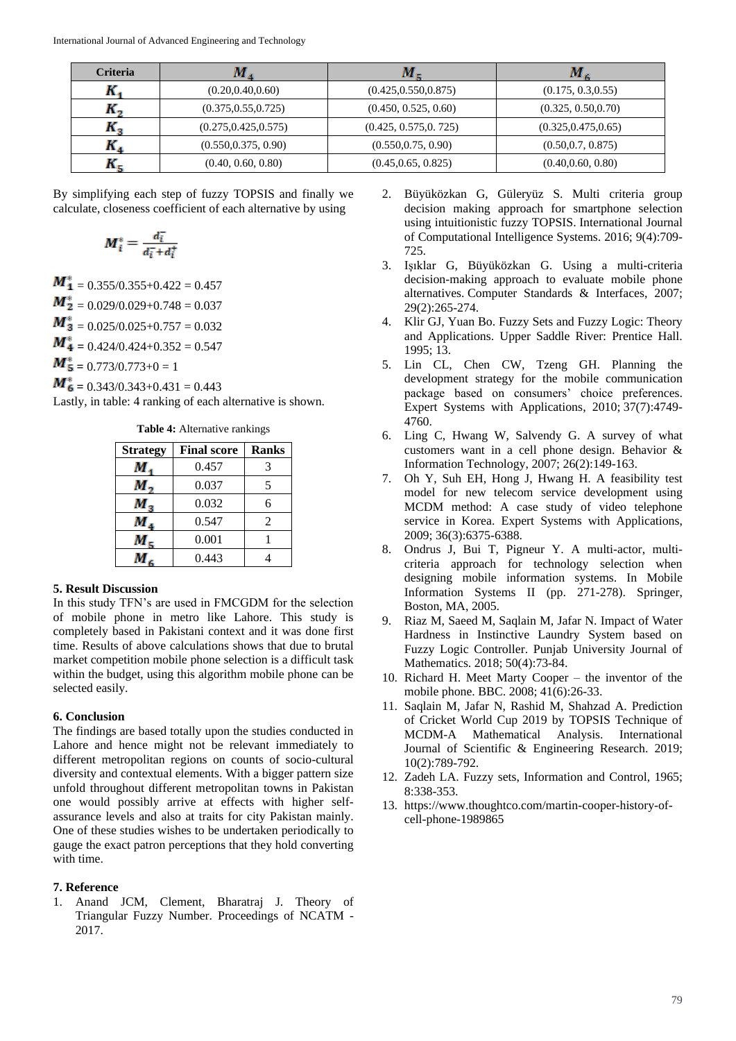| Criteria | $M_4$ | $M_5$ | $M_6$ |
|---|---|---|---|
| $K_1$ | (0.20,0.40,0.60) | (0.425,0.550,0.875) | (0.175, 0.3,0.55) |
| $K_2$ | (0.375,0.55,0.725) | (0.450, 0.525, 0.60) | (0.325, 0.50,0.70) |
| $K_3$ | (0.275,0.425,0.575) | (0.425, 0.575,0. 725) | (0.325,0.475,0.65) |
| $K_4$ | (0.550,0.375, 0.90) | (0.550,0.75, 0.90) | (0.50,0.7, 0.875) |
| $K_5$ | (0.40, 0.60, 0.80) | (0.45,0.65, 0.825) | (0.40,0.60, 0.80) |

By simplifying each step of fuzzy TOPSIS and finally we calculate, closeness coefficient of each alternative by using

$$M_i^* = \frac{d_i^-}{d_i^- + d_i^+}$$

$M_1^*$ = 0.355/0.355+0.422 = 0.457

$M_2^*$ = 0.029/0.029+0.748 = 0.037

$M_3^*$ = 0.025/0.025+0.757 = 0.032

$M_4^*$ = 0.424/0.424+0.352 = 0.547

$M_5^*$ = 0.773/0.773+0 = 1

$M_6^*$ = 0.343/0.343+0.431 = 0.443

Lastly, in table: 4 ranking of each alternative is shown.

**Table 4:** Alternative rankings

| Strategy | Final score | Ranks |
|---|---|---|
| $M_1$ | 0.457 | 3 |
| $M_2$ | 0.037 | 5 |
| $M_3$ | 0.032 | 6 |
| $M_4$ | 0.547 | 2 |
| $M_5$ | 0.001 | 1 |
| $M_6$ | 0.443 | 4 |

## 5. Result Discussion

In this study TFN's are used in FMCGDM for the selection of mobile phone in metro like Lahore. This study is completely based in Pakistani context and it was done first time. Results of above calculations shows that due to brutal market competition mobile phone selection is a difficult task within the budget, using this algorithm mobile phone can be selected easily.

## 6. Conclusion

The findings are based totally upon the studies conducted in Lahore and hence might not be relevant immediately to different metropolitan regions on counts of socio-cultural diversity and contextual elements. With a bigger pattern size unfold throughout different metropolitan towns in Pakistan one would possibly arrive at effects with higher self-assurance levels and also at traits for city Pakistan mainly. One of these studies wishes to be undertaken periodically to gauge the exact patron perceptions that they hold converting with time.

## 7. Reference

1. Anand JCM, Clement, Bharatraj J. Theory of Triangular Fuzzy Number. Proceedings of NCATM - 2017.
2. Büyüközkan G, Güleryüz S. Multi criteria group decision making approach for smartphone selection using intuitionistic fuzzy TOPSIS. International Journal of Computational Intelligence Systems. 2016; 9(4):709-725.
3. Işıklar G, Büyüközkan G. Using a multi-criteria decision-making approach to evaluate mobile phone alternatives. Computer Standards & Interfaces, 2007; 29(2):265-274.
4. Klir GJ, Yuan Bo. Fuzzy Sets and Fuzzy Logic: Theory and Applications. Upper Saddle River: Prentice Hall. 1995; 13.
5. Lin CL, Chen CW, Tzeng GH. Planning the development strategy for the mobile communication package based on consumers' choice preferences. Expert Systems with Applications, 2010; 37(7):4749-4760.
6. Ling C, Hwang W, Salvendy G. A survey of what customers want in a cell phone design. Behavior & Information Technology, 2007; 26(2):149-163.
7. Oh Y, Suh EH, Hong J, Hwang H. A feasibility test model for new telecom service development using MCDM method: A case study of video telephone service in Korea. Expert Systems with Applications, 2009; 36(3):6375-6388.
8. Ondrus J, Bui T, Pigneur Y. A multi-actor, multi-criteria approach for technology selection when designing mobile information systems. In Mobile Information Systems II (pp. 271-278). Springer, Boston, MA, 2005.
9. Riaz M, Saeed M, Saqlain M, Jafar N. Impact of Water Hardness in Instinctive Laundry System based on Fuzzy Logic Controller. Punjab University Journal of Mathematics. 2018; 50(4):73-84.
10. Richard H. Meet Marty Cooper – the inventor of the mobile phone. BBC. 2008; 41(6):26-33.
11. Saqlain M, Jafar N, Rashid M, Shahzad A. Prediction of Cricket World Cup 2019 by TOPSIS Technique of MCDM-A Mathematical Analysis. International Journal of Scientific & Engineering Research. 2019; 10(2):789-792.
12. Zadeh LA. Fuzzy sets, Information and Control, 1965; 8:338-353.
13. https://www.thoughtco.com/martin-cooper-history-of-cell-phone-1989865